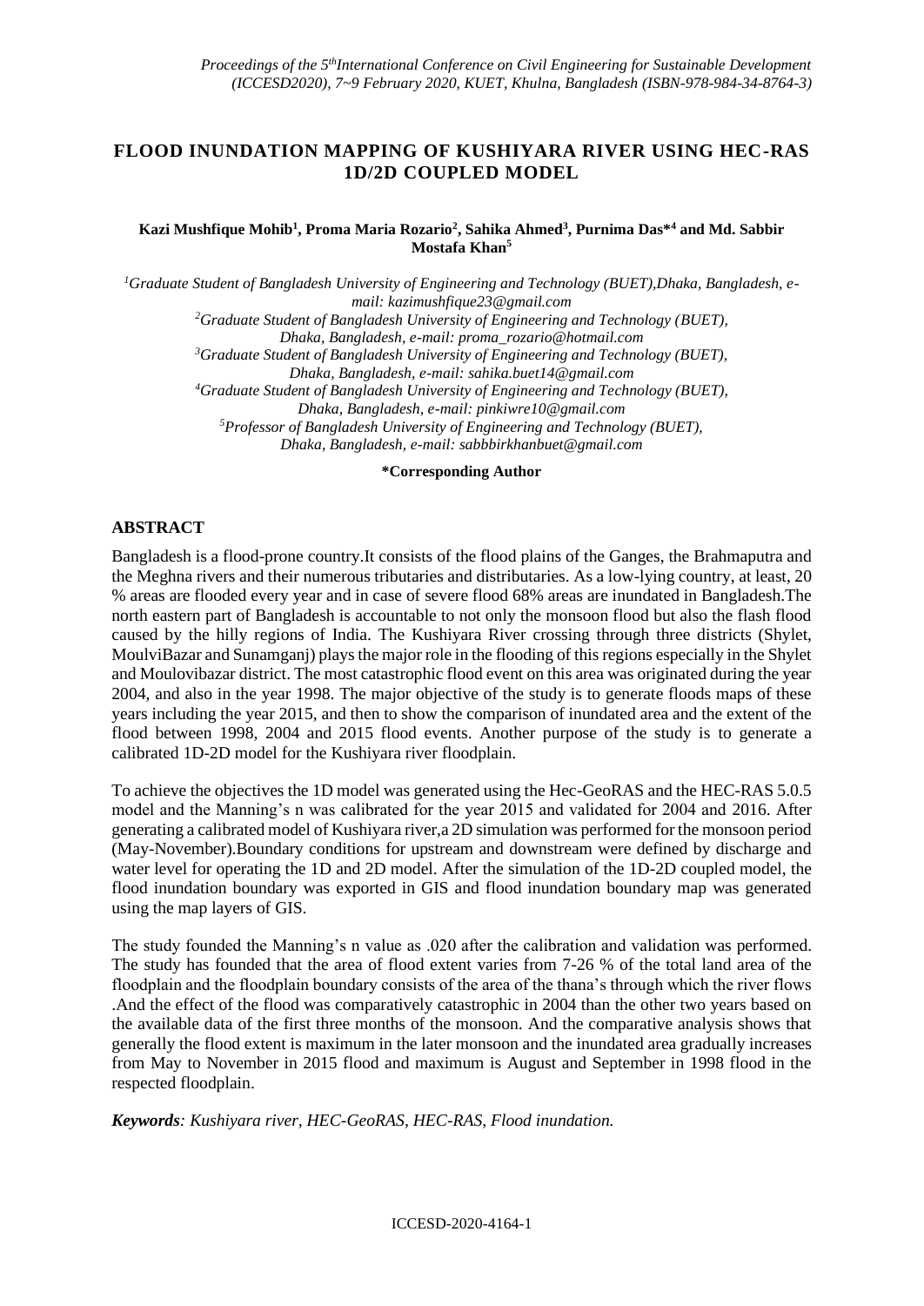# FLOOD INUNDATION MAPPING OF KUSHIYARA RIVER USING HEC-RAS 1D/2D COUPLED MODEL

**Kazi Mushfique Mohib[1], Proma Maria Rozario[2], Sahika Ahmed[3], Purnima Das*[4] and Md. Sabbir Mostafa Khan[5]**

*[1]Graduate Student of Bangladesh University of Engineering and Technology (BUET),Dhaka, Bangladesh, e-mail: kazimushfique23@gmail.com*
*[2]Graduate Student of Bangladesh University of Engineering and Technology (BUET), Dhaka, Bangladesh, e-mail: proma_rozario@hotmail.com*
*[3]Graduate Student of Bangladesh University of Engineering and Technology (BUET), Dhaka, Bangladesh, e-mail: sahika.buet14@gmail.com*
*[4]Graduate Student of Bangladesh University of Engineering and Technology (BUET), Dhaka, Bangladesh, e-mail: pinkiwre10@gmail.com*
*[5]Professor of Bangladesh University of Engineering and Technology (BUET), Dhaka, Bangladesh, e-mail: sabbbirkhanbuet@gmail.com*

**\*Corresponding Author**

## ABSTRACT

Bangladesh is a flood-prone country.It consists of the flood plains of the Ganges, the Brahmaputra and the Meghna rivers and their numerous tributaries and distributaries. As a low-lying country, at least, 20 % areas are flooded every year and in case of severe flood 68% areas are inundated in Bangladesh.The north eastern part of Bangladesh is accountable to not only the monsoon flood but also the flash flood caused by the hilly regions of India. The Kushiyara River crossing through three districts (Shylet, MoulviBazar and Sunamganj) plays the major role in the flooding of this regions especially in the Shylet and Moulovibazar district. The most catastrophic flood event on this area was originated during the year 2004, and also in the year 1998. The major objective of the study is to generate floods maps of these years including the year 2015, and then to show the comparison of inundated area and the extent of the flood between 1998, 2004 and 2015 flood events. Another purpose of the study is to generate a calibrated 1D-2D model for the Kushiyara river floodplain.

To achieve the objectives the 1D model was generated using the Hec-GeoRAS and the HEC-RAS 5.0.5 model and the Manning's n was calibrated for the year 2015 and validated for 2004 and 2016. After generating a calibrated model of Kushiyara river,a 2D simulation was performed for the monsoon period (May-November).Boundary conditions for upstream and downstream were defined by discharge and water level for operating the 1D and 2D model. After the simulation of the 1D-2D coupled model, the flood inundation boundary was exported in GIS and flood inundation boundary map was generated using the map layers of GIS.

The study founded the Manning's n value as .020 after the calibration and validation was performed. The study has founded that the area of flood extent varies from 7-26 % of the total land area of the floodplain and the floodplain boundary consists of the area of the thana's through which the river flows .And the effect of the flood was comparatively catastrophic in 2004 than the other two years based on the available data of the first three months of the monsoon. And the comparative analysis shows that generally the flood extent is maximum in the later monsoon and the inundated area gradually increases from May to November in 2015 flood and maximum is August and September in 1998 flood in the respected floodplain.

***Keywords**: Kushiyara river, HEC-GeoRAS, HEC-RAS, Flood inundation.*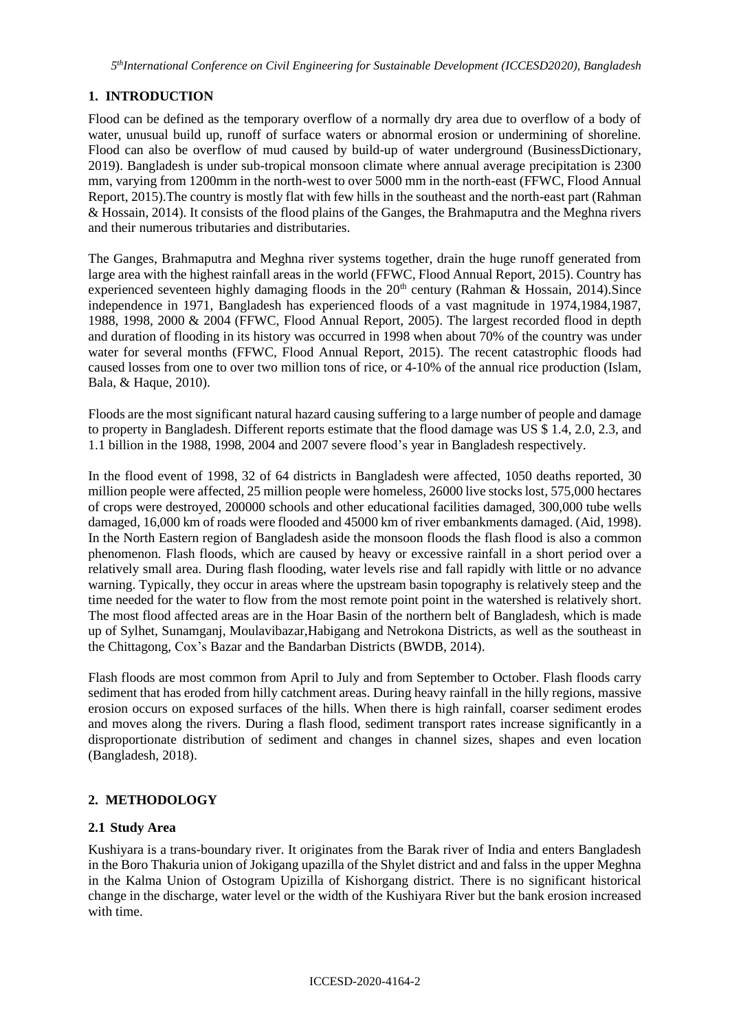## 1. INTRODUCTION

Flood can be defined as the temporary overflow of a normally dry area due to overflow of a body of water, unusual build up, runoff of surface waters or abnormal erosion or undermining of shoreline. Flood can also be overflow of mud caused by build-up of water underground (BusinessDictionary, 2019). Bangladesh is under sub-tropical monsoon climate where annual average precipitation is 2300 mm, varying from 1200mm in the north-west to over 5000 mm in the north-east (FFWC, Flood Annual Report, 2015).The country is mostly flat with few hills in the southeast and the north-east part (Rahman & Hossain, 2014). It consists of the flood plains of the Ganges, the Brahmaputra and the Meghna rivers and their numerous tributaries and distributaries.

The Ganges, Brahmaputra and Meghna river systems together, drain the huge runoff generated from large area with the highest rainfall areas in the world (FFWC, Flood Annual Report, 2015). Country has experienced seventeen highly damaging floods in the 20th century (Rahman & Hossain, 2014).Since independence in 1971, Bangladesh has experienced floods of a vast magnitude in 1974,1984,1987, 1988, 1998, 2000 & 2004 (FFWC, Flood Annual Report, 2005). The largest recorded flood in depth and duration of flooding in its history was occurred in 1998 when about 70% of the country was under water for several months (FFWC, Flood Annual Report, 2015). The recent catastrophic floods had caused losses from one to over two million tons of rice, or 4-10% of the annual rice production (Islam, Bala, & Haque, 2010).

Floods are the most significant natural hazard causing suffering to a large number of people and damage to property in Bangladesh. Different reports estimate that the flood damage was US $ 1.4, 2.0, 2.3, and 1.1 billion in the 1988, 1998, 2004 and 2007 severe flood's year in Bangladesh respectively.

In the flood event of 1998, 32 of 64 districts in Bangladesh were affected, 1050 deaths reported, 30 million people were affected, 25 million people were homeless, 26000 live stocks lost, 575,000 hectares of crops were destroyed, 200000 schools and other educational facilities damaged, 300,000 tube wells damaged, 16,000 km of roads were flooded and 45000 km of river embankments damaged. (Aid, 1998). In the North Eastern region of Bangladesh aside the monsoon floods the flash flood is also a common phenomenon. Flash floods, which are caused by heavy or excessive rainfall in a short period over a relatively small area. During flash flooding, water levels rise and fall rapidly with little or no advance warning. Typically, they occur in areas where the upstream basin topography is relatively steep and the time needed for the water to flow from the most remote point point in the watershed is relatively short. The most flood affected areas are in the Hoar Basin of the northern belt of Bangladesh, which is made up of Sylhet, Sunamganj, Moulavibazar,Habigang and Netrokona Districts, as well as the southeast in the Chittagong, Cox's Bazar and the Bandarban Districts (BWDB, 2014).

Flash floods are most common from April to July and from September to October. Flash floods carry sediment that has eroded from hilly catchment areas. During heavy rainfall in the hilly regions, massive erosion occurs on exposed surfaces of the hills. When there is high rainfall, coarser sediment erodes and moves along the rivers. During a flash flood, sediment transport rates increase significantly in a disproportionate distribution of sediment and changes in channel sizes, shapes and even location (Bangladesh, 2018).

## 2. METHODOLOGY

### 2.1 Study Area

Kushiyara is a trans-boundary river. It originates from the Barak river of India and enters Bangladesh in the Boro Thakuria union of Jokigang upazilla of the Shylet district and and falss in the upper Meghna in the Kalma Union of Ostogram Upizilla of Kishorgang district. There is no significant historical change in the discharge, water level or the width of the Kushiyara River but the bank erosion increased with time.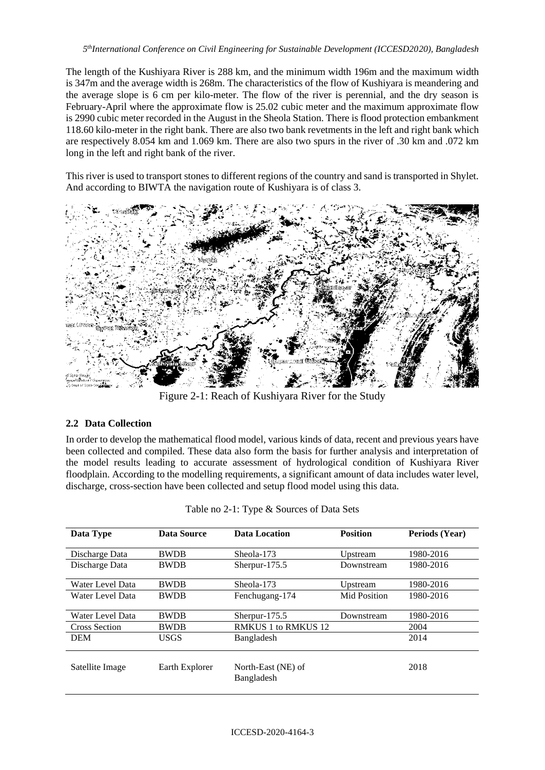The length of the Kushiyara River is 288 km, and the minimum width 196m and the maximum width is 347m and the average width is 268m. The characteristics of the flow of Kushiyara is meandering and the average slope is 6 cm per kilo-meter. The flow of the river is perennial, and the dry season is February-April where the approximate flow is 25.02 cubic meter and the maximum approximate flow is 2990 cubic meter recorded in the August in the Sheola Station. There is flood protection embankment 118.60 kilo-meter in the right bank. There are also two bank revetments in the left and right bank which are respectively 8.054 km and 1.069 km. There are also two spurs in the river of .30 km and .072 km long in the left and right bank of the river.

This river is used to transport stones to different regions of the country and sand is transported in Shylet. And according to BIWTA the navigation route of Kushiyara is of class 3.

Figure 2-1: Reach of Kushiyara River for the Study

## 2.2 Data Collection

In order to develop the mathematical flood model, various kinds of data, recent and previous years have been collected and compiled. These data also form the basis for further analysis and interpretation of the model results leading to accurate assessment of hydrological condition of Kushiyara River floodplain. According to the modelling requirements, a significant amount of data includes water level, discharge, cross-section have been collected and setup flood model using this data.

Table no 2-1: Type & Sources of Data Sets

| Data Type | Data Source | Data Location | Position | Periods (Year) |
|---|---|---|---|---|
| Discharge Data | BWDB | Sheola-173 | Upstream | 1980-2016 |
| Discharge Data | BWDB | Sherpur-175.5 | Downstream | 1980-2016 |
| Water Level Data | BWDB | Sheola-173 | Upstream | 1980-2016 |
| Water Level Data | BWDB | Fenchugang-174 | Mid Position | 1980-2016 |
| Water Level Data | BWDB | Sherpur-175.5 | Downstream | 1980-2016 |
| Cross Section | BWDB | RMKUS 1 to RMKUS 12 | | 2004 |
| DEM | USGS | Bangladesh | | 2014 |
| Satellite Image | Earth Explorer | North-East (NE) of Bangladesh | | 2018 |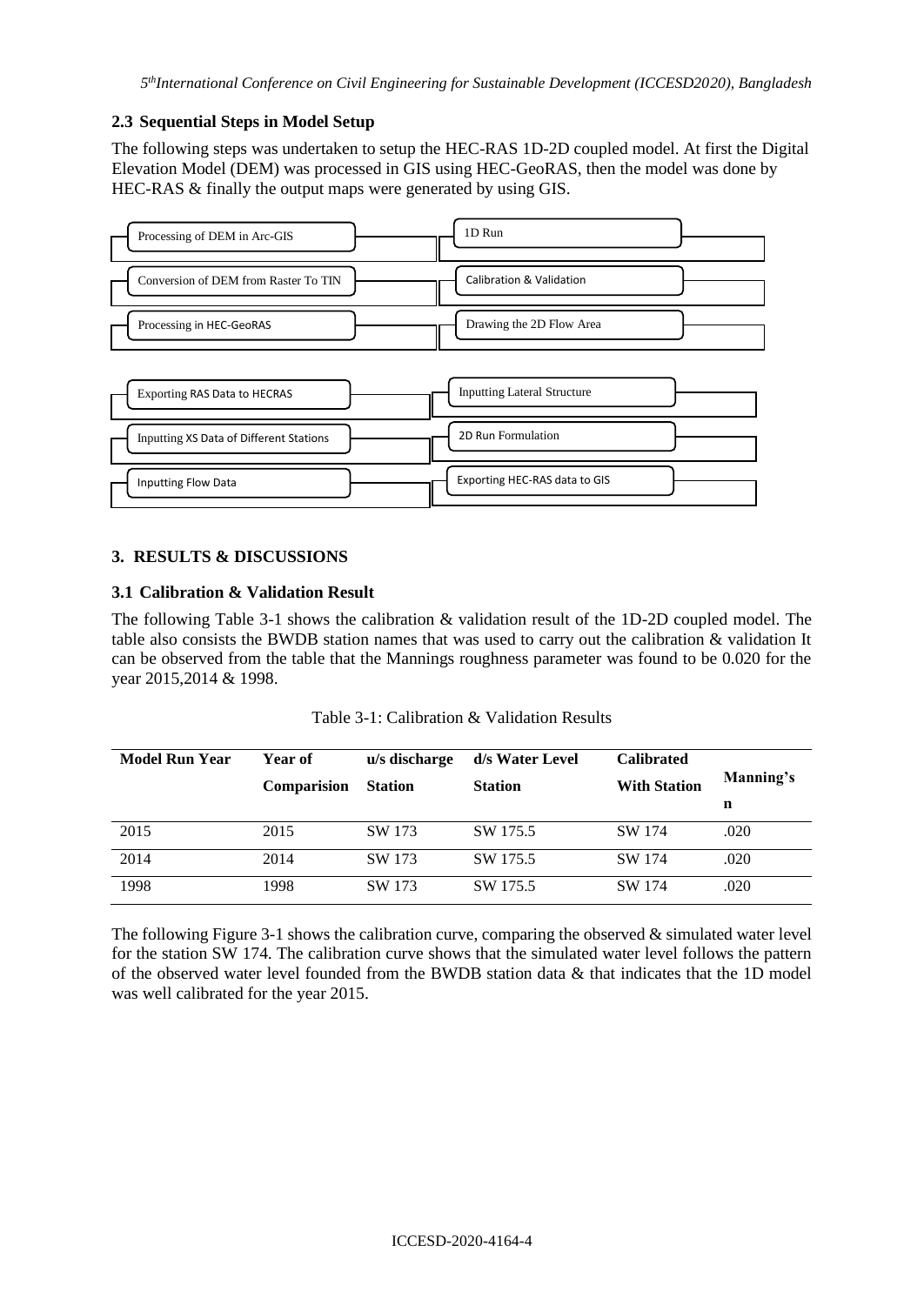### 2.3 Sequential Steps in Model Setup

The following steps was undertaken to setup the HEC-RAS 1D-2D coupled model. At first the Digital Elevation Model (DEM) was processed in GIS using HEC-GeoRAS, then the model was done by HEC-RAS & finally the output maps were generated by using GIS.

- Processing of DEM in Arc-GIS
- Conversion of DEM from Raster To TIN
- Processing in HEC-GeoRAS
- Exporting RAS Data to HECRAS
- Inputting XS Data of Different Stations
- Inputting Flow Data
- 1D Run
- Calibration & Validation
- Drawing the 2D Flow Area
- Inputting Lateral Structure
- 2D Run Formulation
- Exporting HEC-RAS data to GIS

## 3. RESULTS & DISCUSSIONS

### 3.1 Calibration & Validation Result

The following Table 3-1 shows the calibration & validation result of the 1D-2D coupled model. The table also consists the BWDB station names that was used to carry out the calibration & validation It can be observed from the table that the Mannings roughness parameter was found to be 0.020 for the year 2015,2014 & 1998.

Table 3-1: Calibration & Validation Results

| Model Run Year | Year of Comparision | u/s discharge Station | d/s Water Level Station | Calibrated With Station | Manning's n |
|---|---|---|---|---|---|
| 2015 | 2015 | SW 173 | SW 175.5 | SW 174 | .020 |
| 2014 | 2014 | SW 173 | SW 175.5 | SW 174 | .020 |
| 1998 | 1998 | SW 173 | SW 175.5 | SW 174 | .020 |

The following Figure 3-1 shows the calibration curve, comparing the observed & simulated water level for the station SW 174. The calibration curve shows that the simulated water level follows the pattern of the observed water level founded from the BWDB station data & that indicates that the 1D model was well calibrated for the year 2015.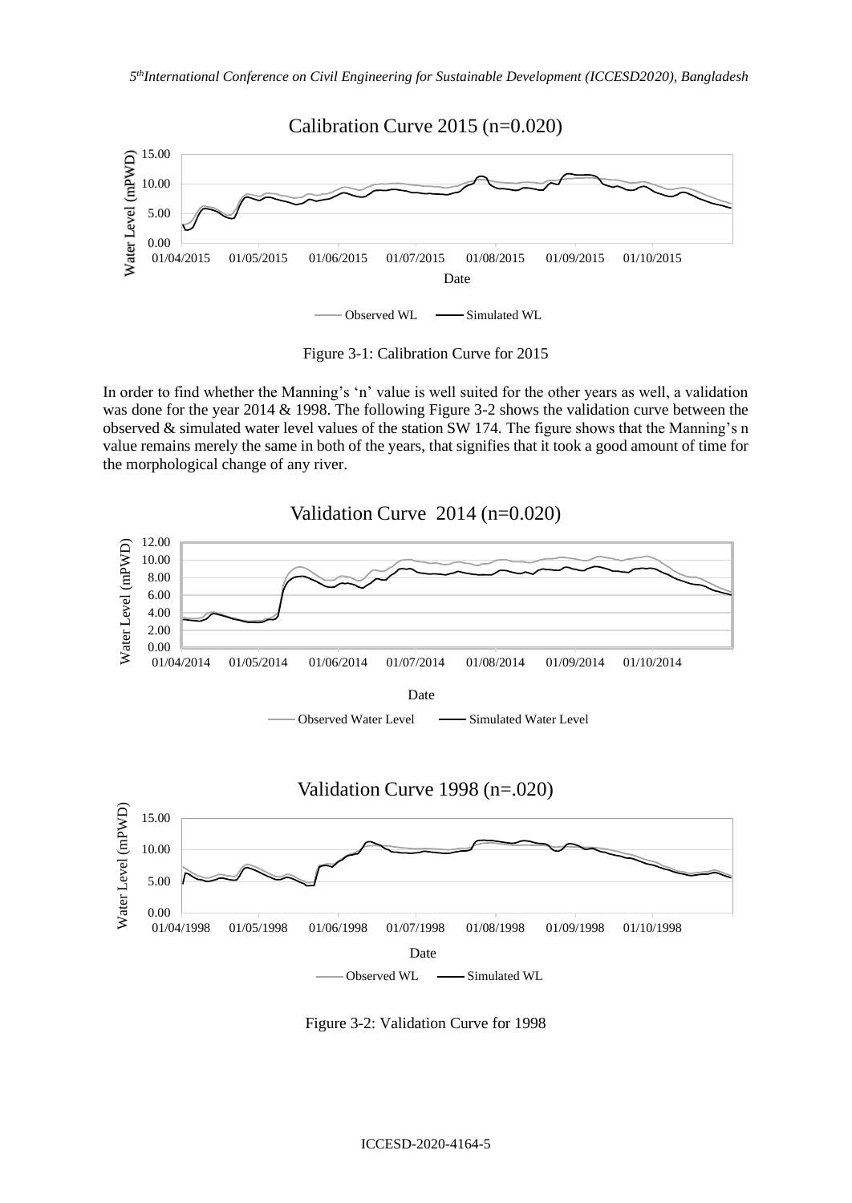Figure 3-1: Calibration Curve for 2015

In order to find whether the Manning's 'n' value is well suited for the other years as well, a validation was done for the year 2014 & 1998. The following Figure 3-2 shows the validation curve between the observed & simulated water level values of the station SW 174. The figure shows that the Manning's n value remains merely the same in both of the years, that signifies that it took a good amount of time for the morphological change of any river.

Figure 3-2: Validation Curve for 1998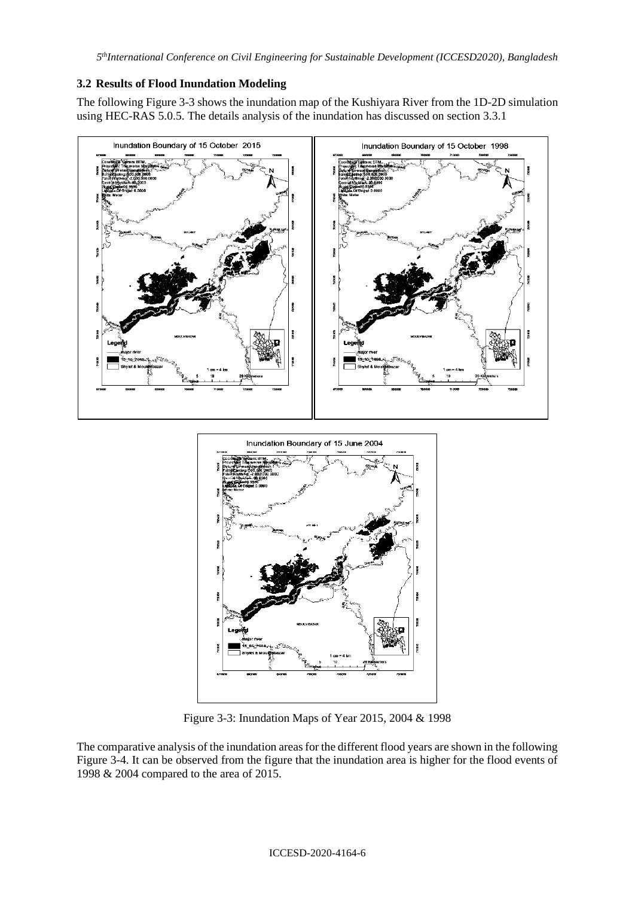### 3.2 Results of Flood Inundation Modeling

The following Figure 3-3 shows the inundation map of the Kushiyara River from the 1D-2D simulation using HEC-RAS 5.0.5. The details analysis of the inundation has discussed on section 3.3.1

Figure 3-3: Inundation Maps of Year 2015, 2004 & 1998

The comparative analysis of the inundation areas for the different flood years are shown in the following Figure 3-4. It can be observed from the figure that the inundation area is higher for the flood events of 1998 & 2004 compared to the area of 2015.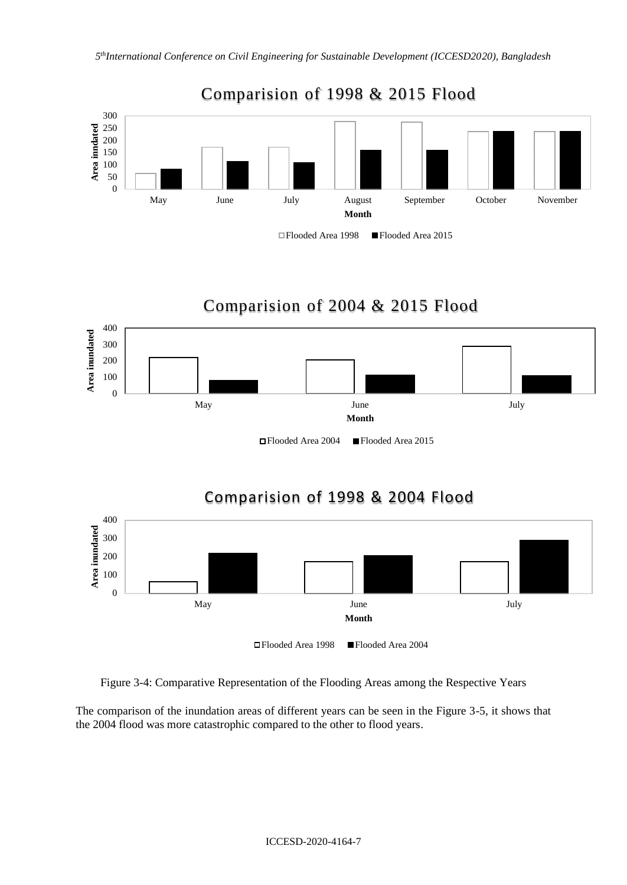Figure 3-4: Comparative Representation of the Flooding Areas among the Respective Years

The comparison of the inundation areas of different years can be seen in the Figure 3-5, it shows that the 2004 flood was more catastrophic compared to the other to flood years.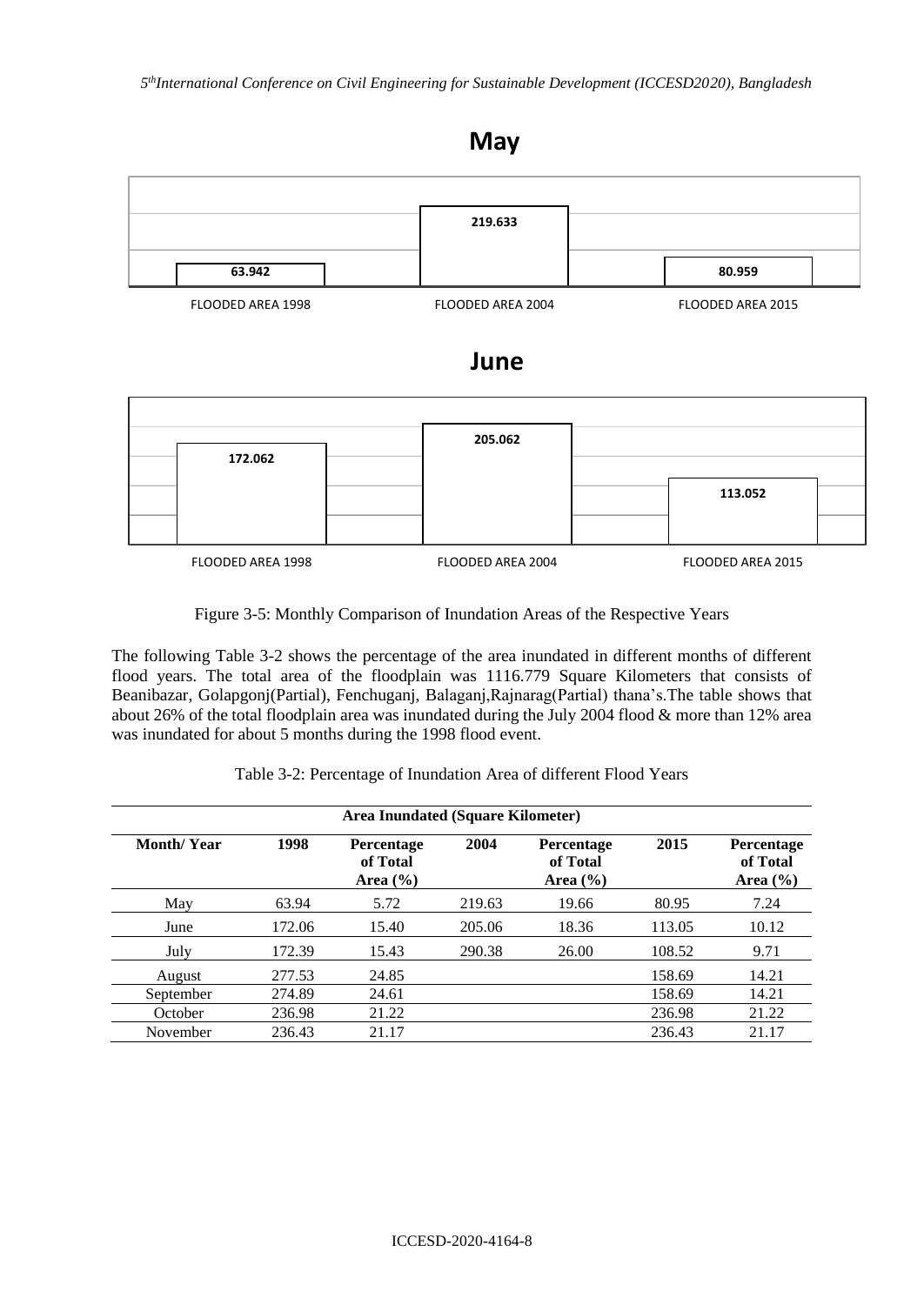**May**

| | FLOODED AREA 1998 | FLOODED AREA 2004 | FLOODED AREA 2015 |
|---|---|---|---|
| May | 63.942 | 219.633 | 80.959 |

**June**

| | FLOODED AREA 1998 | FLOODED AREA 2004 | FLOODED AREA 2015 |
|---|---|---|---|
| June | 172.062 | 205.062 | 113.052 |

Figure 3-5: Monthly Comparison of Inundation Areas of the Respective Years

The following Table 3-2 shows the percentage of the area inundated in different months of different flood years. The total area of the floodplain was 1116.779 Square Kilometers that consists of Beanibazar, Golapgonj(Partial), Fenchuganj, Balaganj,Rajnarag(Partial) thana's.The table shows that about 26% of the total floodplain area was inundated during the July 2004 flood & more than 12% area was inundated for about 5 months during the 1998 flood event.

Table 3-2: Percentage of Inundation Area of different Flood Years

| Area Inundated (Square Kilometer) | | | | | | |
|---|---|---|---|---|---|---|
| **Month/ Year** | **1998** | **Percentage of Total Area (%)** | **2004** | **Percentage of Total Area (%)** | **2015** | **Percentage of Total Area (%)** |
| May | 63.94 | 5.72 | 219.63 | 19.66 | 80.95 | 7.24 |
| June | 172.06 | 15.40 | 205.06 | 18.36 | 113.05 | 10.12 |
| July | 172.39 | 15.43 | 290.38 | 26.00 | 108.52 | 9.71 |
| August | 277.53 | 24.85 | | | 158.69 | 14.21 |
| September | 274.89 | 24.61 | | | 158.69 | 14.21 |
| October | 236.98 | 21.22 | | | 236.98 | 21.22 |
| November | 236.43 | 21.17 | | | 236.43 | 21.17 |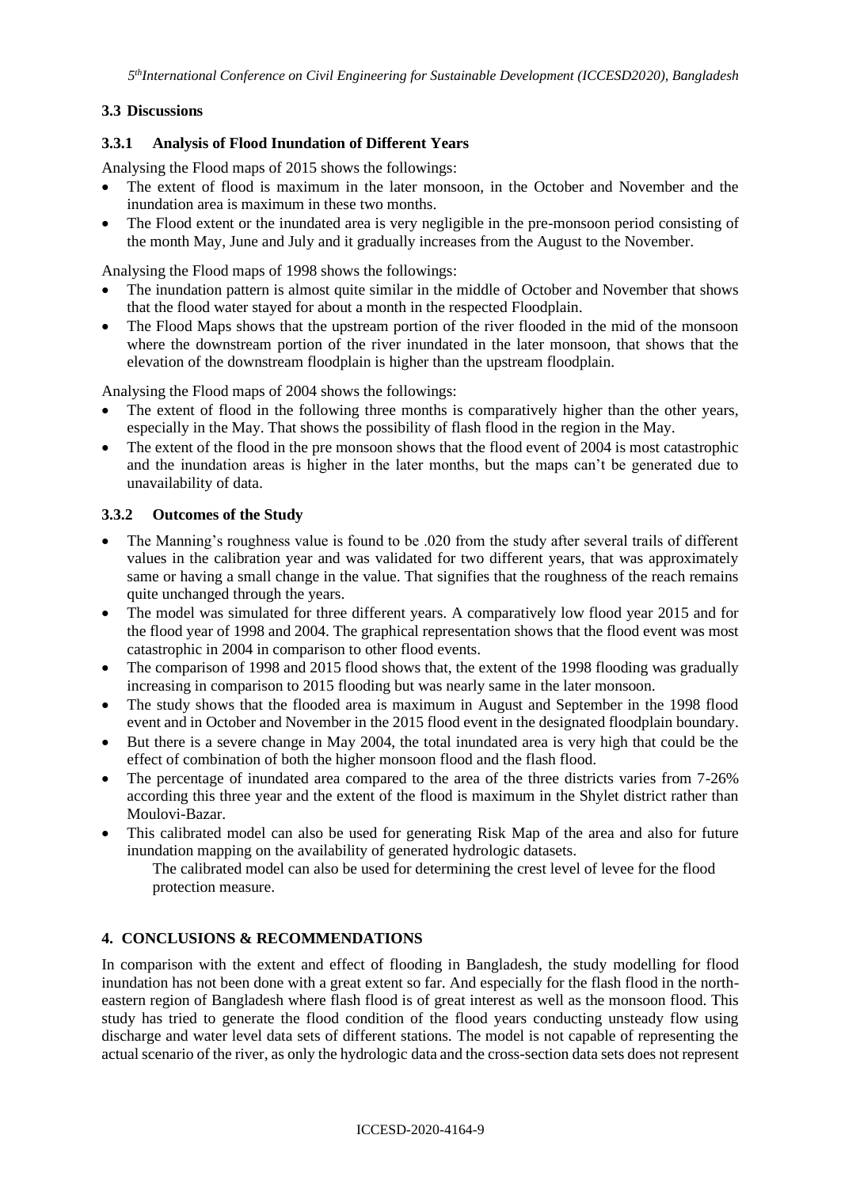### 3.3 Discussions

#### 3.3.1 Analysis of Flood Inundation of Different Years

Analysing the Flood maps of 2015 shows the followings:

- The extent of flood is maximum in the later monsoon, in the October and November and the inundation area is maximum in these two months.
- The Flood extent or the inundated area is very negligible in the pre-monsoon period consisting of the month May, June and July and it gradually increases from the August to the November.

Analysing the Flood maps of 1998 shows the followings:

- The inundation pattern is almost quite similar in the middle of October and November that shows that the flood water stayed for about a month in the respected Floodplain.
- The Flood Maps shows that the upstream portion of the river flooded in the mid of the monsoon where the downstream portion of the river inundated in the later monsoon, that shows that the elevation of the downstream floodplain is higher than the upstream floodplain.

Analysing the Flood maps of 2004 shows the followings:

- The extent of flood in the following three months is comparatively higher than the other years, especially in the May. That shows the possibility of flash flood in the region in the May.
- The extent of the flood in the pre monsoon shows that the flood event of 2004 is most catastrophic and the inundation areas is higher in the later months, but the maps can't be generated due to unavailability of data.

#### 3.3.2 Outcomes of the Study

- The Manning's roughness value is found to be .020 from the study after several trails of different values in the calibration year and was validated for two different years, that was approximately same or having a small change in the value. That signifies that the roughness of the reach remains quite unchanged through the years.
- The model was simulated for three different years. A comparatively low flood year 2015 and for the flood year of 1998 and 2004. The graphical representation shows that the flood event was most catastrophic in 2004 in comparison to other flood events.
- The comparison of 1998 and 2015 flood shows that, the extent of the 1998 flooding was gradually increasing in comparison to 2015 flooding but was nearly same in the later monsoon.
- The study shows that the flooded area is maximum in August and September in the 1998 flood event and in October and November in the 2015 flood event in the designated floodplain boundary.
- But there is a severe change in May 2004, the total inundated area is very high that could be the effect of combination of both the higher monsoon flood and the flash flood.
- The percentage of inundated area compared to the area of the three districts varies from 7-26% according this three year and the extent of the flood is maximum in the Shylet district rather than Moulovi-Bazar.
- This calibrated model can also be used for generating Risk Map of the area and also for future inundation mapping on the availability of generated hydrologic datasets.

  The calibrated model can also be used for determining the crest level of levee for the flood protection measure.

## 4. CONCLUSIONS & RECOMMENDATIONS

In comparison with the extent and effect of flooding in Bangladesh, the study modelling for flood inundation has not been done with a great extent so far. And especially for the flash flood in the north-eastern region of Bangladesh where flash flood is of great interest as well as the monsoon flood. This study has tried to generate the flood condition of the flood years conducting unsteady flow using discharge and water level data sets of different stations. The model is not capable of representing the actual scenario of the river, as only the hydrologic data and the cross-section data sets does not represent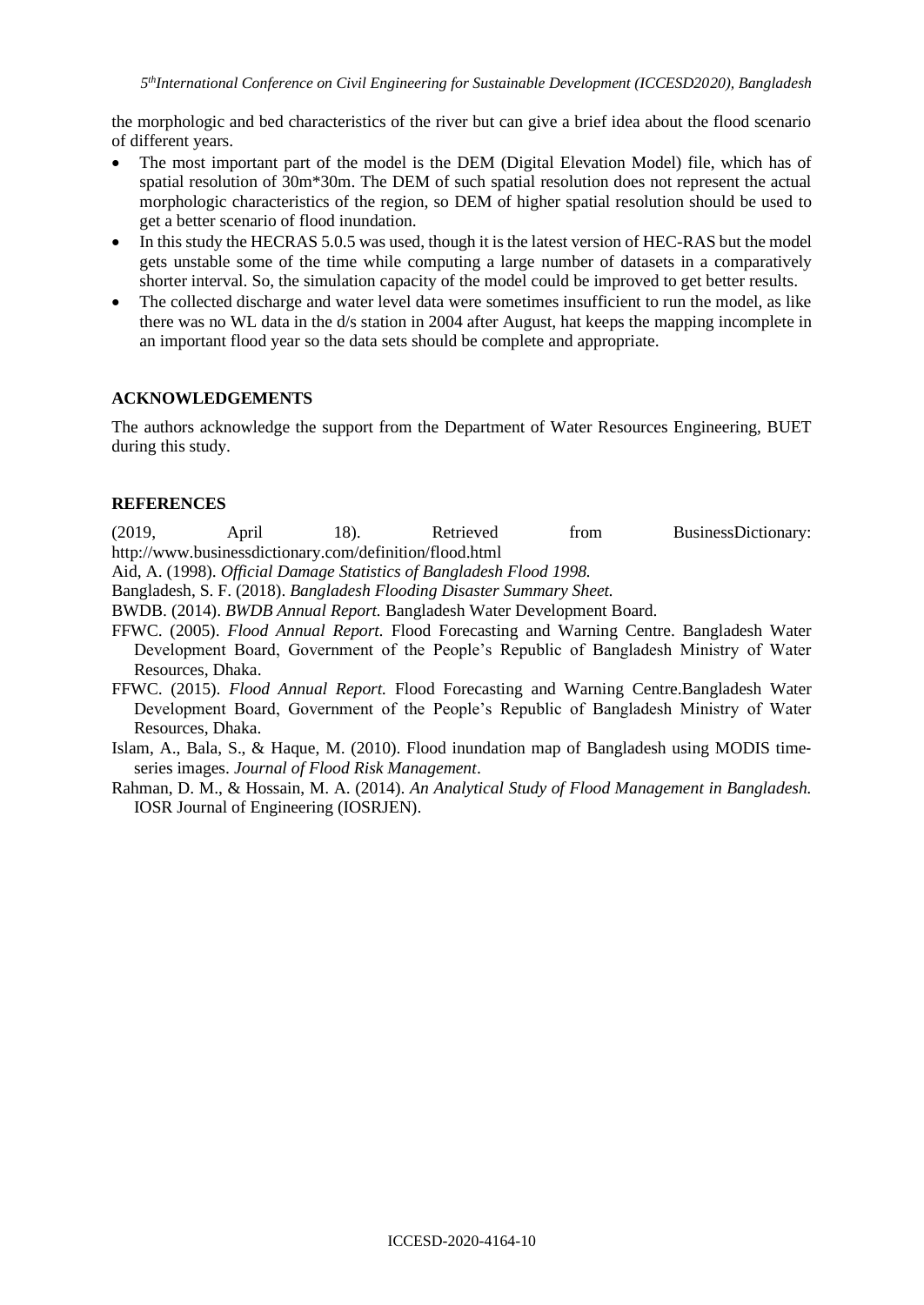the morphologic and bed characteristics of the river but can give a brief idea about the flood scenario of different years.

- The most important part of the model is the DEM (Digital Elevation Model) file, which has of spatial resolution of 30m*30m. The DEM of such spatial resolution does not represent the actual morphologic characteristics of the region, so DEM of higher spatial resolution should be used to get a better scenario of flood inundation.
- In this study the HECRAS 5.0.5 was used, though it is the latest version of HEC-RAS but the model gets unstable some of the time while computing a large number of datasets in a comparatively shorter interval. So, the simulation capacity of the model could be improved to get better results.
- The collected discharge and water level data were sometimes insufficient to run the model, as like there was no WL data in the d/s station in 2004 after August, hat keeps the mapping incomplete in an important flood year so the data sets should be complete and appropriate.

## ACKNOWLEDGEMENTS

The authors acknowledge the support from the Department of Water Resources Engineering, BUET during this study.

## REFERENCES

(2019, April 18). Retrieved from BusinessDictionary: http://www.businessdictionary.com/definition/flood.html

Aid, A. (1998). *Official Damage Statistics of Bangladesh Flood 1998.*

Bangladesh, S. F. (2018). *Bangladesh Flooding Disaster Summary Sheet.*

BWDB. (2014). *BWDB Annual Report.* Bangladesh Water Development Board.

FFWC. (2005). *Flood Annual Report*. Flood Forecasting and Warning Centre. Bangladesh Water Development Board, Government of the People's Republic of Bangladesh Ministry of Water Resources, Dhaka.

FFWC. (2015). *Flood Annual Report.* Flood Forecasting and Warning Centre.Bangladesh Water Development Board, Government of the People's Republic of Bangladesh Ministry of Water Resources, Dhaka.

Islam, A., Bala, S., & Haque, M. (2010). Flood inundation map of Bangladesh using MODIS time-series images. *Journal of Flood Risk Management*.

Rahman, D. M., & Hossain, M. A. (2014). *An Analytical Study of Flood Management in Bangladesh.* IOSR Journal of Engineering (IOSRJEN).